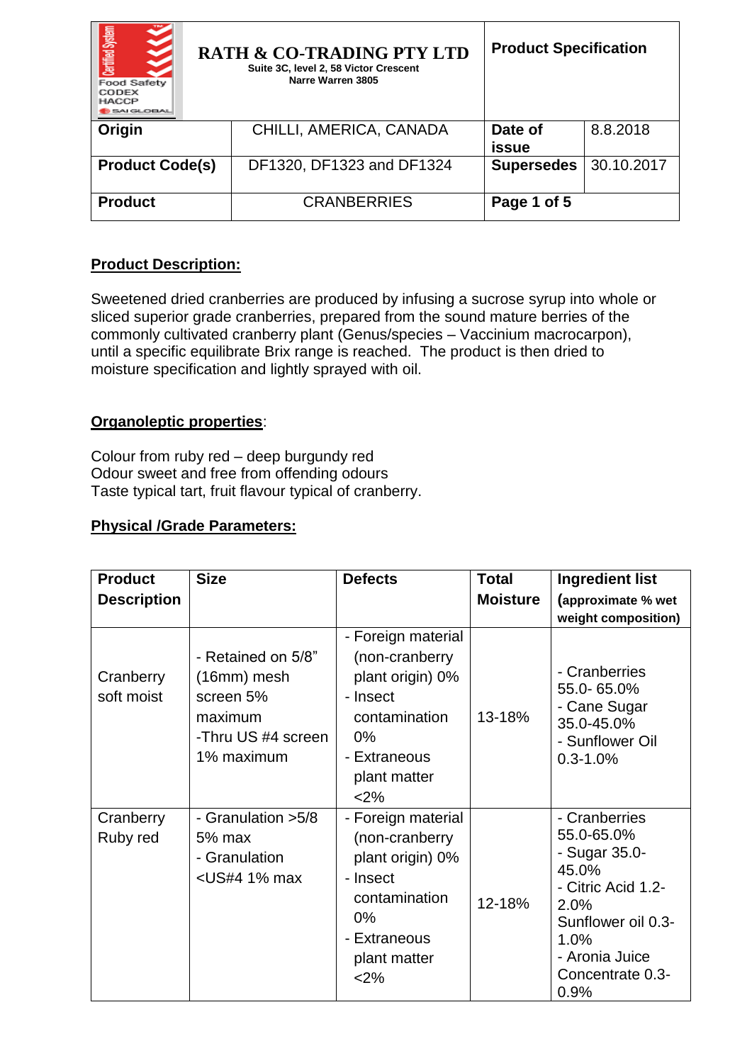| Food Safety CODEX HACCP SAI GLOBAL | **RATH & CO-TRADING PTY LTD**<br>Suite 3C, level 2, 58 Victor Crescent<br>Narre Warren 3805 | **Product Specification** | |
|---|---|---|---|
| **Origin** | CHILLI, AMERICA, CANADA | **Date of issue** | 8.8.2018 |
| **Product Code(s)** | DF1320, DF1323 and DF1324 | **Supersedes** | 30.10.2017 |
| **Product** | CRANBERRIES | **Page 1 of 5** | |

## Product Description:

Sweetened dried cranberries are produced by infusing a sucrose syrup into whole or sliced superior grade cranberries, prepared from the sound mature berries of the commonly cultivated cranberry plant (Genus/species – Vaccinium macrocarpon), until a specific equilibrate Brix range is reached. The product is then dried to moisture specification and lightly sprayed with oil.

## Organoleptic properties:

Colour from ruby red – deep burgundy red
Odour sweet and free from offending odours
Taste typical tart, fruit flavour typical of cranberry.

## Physical /Grade Parameters:

| Product Description | Size | Defects | Total Moisture | Ingredient list (approximate % wet weight composition) |
|---|---|---|---|---|
| Cranberry soft moist | - Retained on 5/8" (16mm) mesh screen 5% maximum<br>-Thru US #4 screen 1% maximum | - Foreign material (non-cranberry plant origin) 0%<br>- Insect contamination 0%<br>- Extraneous plant matter <2% | 13-18% | - Cranberries 55.0- 65.0%<br>- Cane Sugar 35.0-45.0%<br>- Sunflower Oil 0.3-1.0% |
| Cranberry Ruby red | - Granulation >5/8 5% max<br>- Granulation <US#4 1% max | - Foreign material (non-cranberry plant origin) 0%<br>- Insect contamination 0%<br>- Extraneous plant matter <2% | 12-18% | - Cranberries 55.0-65.0%<br>- Sugar 35.0-45.0%<br>- Citric Acid 1.2-2.0%<br>Sunflower oil 0.3-1.0%<br>- Aronia Juice Concentrate 0.3-0.9% |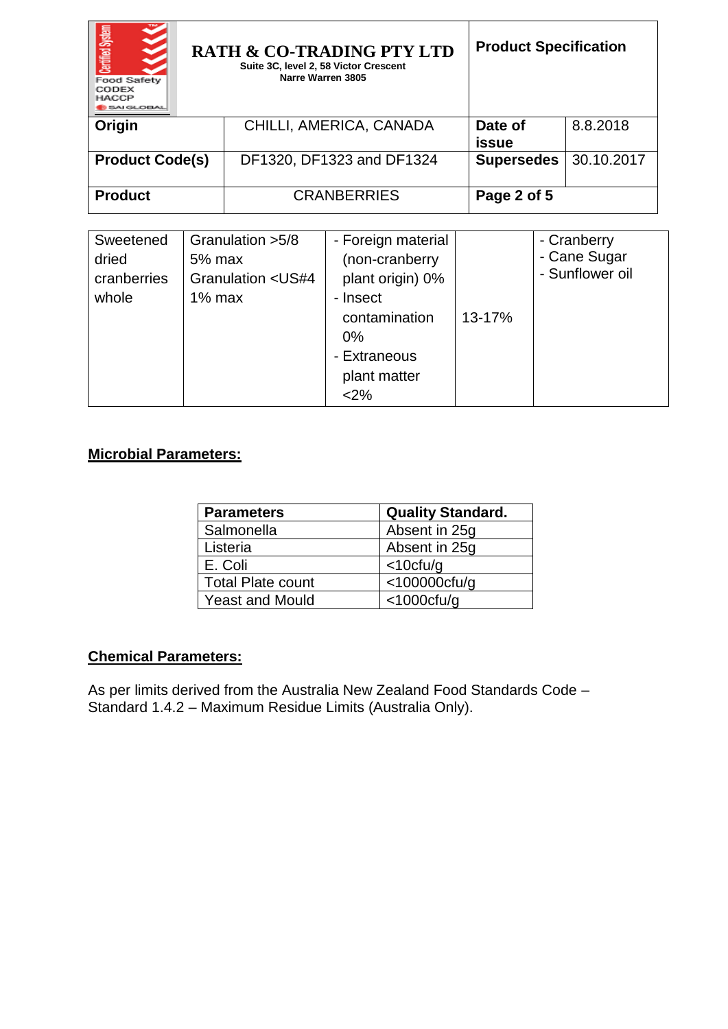| Origin | CHILLI, AMERICA, CANADA | Date of issue | 8.8.2018 |
|---|---|---|---|
| Product Code(s) | DF1320, DF1323 and DF1324 | Supersedes | 30.10.2017 |
| Product | CRANBERRIES | | |

| | | | | |
|---|---|---|---|---|
| Sweetened dried cranberries whole | Granulation >5/8 5% max<br>Granulation <US#4 1% max | - Foreign material (non-cranberry plant origin) 0%<br>- Insect contamination 0%<br>- Extraneous plant matter <2% | 13-17% | - Cranberry<br>- Cane Sugar<br>- Sunflower oil |

**Microbial Parameters:**

| Parameters | Quality Standard. |
|---|---|
| Salmonella | Absent in 25g |
| Listeria | Absent in 25g |
| E. Coli | <10cfu/g |
| Total Plate count | <100000cfu/g |
| Yeast and Mould | <1000cfu/g |

**Chemical Parameters:**

As per limits derived from the Australia New Zealand Food Standards Code – Standard 1.4.2 – Maximum Residue Limits (Australia Only).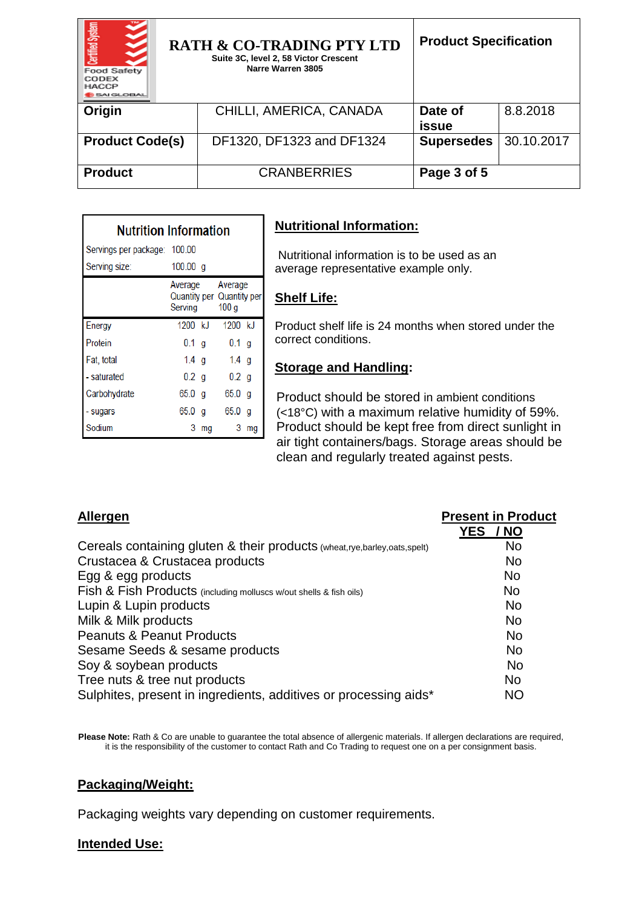| RATH & CO-TRADING PTY LTD<br>Suite 3C, level 2, 58 Victor Crescent<br>Narre Warren 3805 | | Product Specification | |
|---|---|---|---|
| **Origin** | CHILLI, AMERICA, CANADA | **Date of issue** | 8.8.2018 |
| **Product Code(s)** | DF1320, DF1323 and DF1324 | **Supersedes** | 30.10.2017 |
| **Product** | CRANBERRIES | **Page 3 of 5** | |

**Nutrition Information**

Servings per package: 100.00

Serving size: 100.00 g

| | Average Quantity per Serving | Average Quantity per 100 g |
|---|---|---|
| Energy | 1200 kJ | 1200 kJ |
| Protein | 0.1 g | 0.1 g |
| Fat, total | 1.4 g | 1.4 g |
| - saturated | 0.2 g | 0.2 g |
| Carbohydrate | 65.0 g | 65.0 g |
| - sugars | 65.0 g | 65.0 g |
| Sodium | 3 mg | 3 mg |

## Nutritional Information:

Nutritional information is to be used as an average representative example only.

## Shelf Life:

Product shelf life is 24 months when stored under the correct conditions.

## Storage and Handling:

Product should be stored in ambient conditions (<18°C) with a maximum relative humidity of 59%. Product should be kept free from direct sunlight in air tight containers/bags. Storage areas should be clean and regularly treated against pests.

| **Allergen** | **Present in Product YES / NO** |
|---|---|
| Cereals containing gluten & their products (wheat,rye,barley,oats,spelt) | No |
| Crustacea & Crustacea products | No |
| Egg & egg products | No |
| Fish & Fish Products (including molluscs w/out shells & fish oils) | No |
| Lupin & Lupin products | No |
| Milk & Milk products | No |
| Peanuts & Peanut Products | No |
| Sesame Seeds & sesame products | No |
| Soy & soybean products | No |
| Tree nuts & tree nut products | No |
| Sulphites, present in ingredients, additives or processing aids* | NO |

**Please Note:** Rath & Co are unable to guarantee the total absence of allergenic materials. If allergen declarations are required, it is the responsibility of the customer to contact Rath and Co Trading to request one on a per consignment basis.

## Packaging/Weight:

Packaging weights vary depending on customer requirements.

## Intended Use: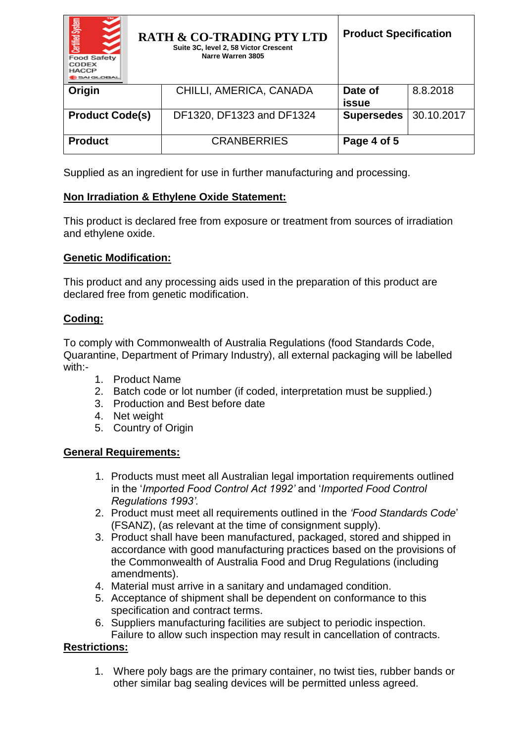| | RATH & CO-TRADING PTY LTD<br>Suite 3C, level 2, 58 Victor Crescent<br>Narre Warren 3805 | Product Specification | |
|---|---|---|---|
| Origin | CHILLI, AMERICA, CANADA | Date of issue | 8.8.2018 |
| Product Code(s) | DF1320, DF1323 and DF1324 | Supersedes | 30.10.2017 |
| Product | CRANBERRIES | Page 4 of 5 | |

Supplied as an ingredient for use in further manufacturing and processing.

**Non Irradiation & Ethylene Oxide Statement:**

This product is declared free from exposure or treatment from sources of irradiation and ethylene oxide.

**Genetic Modification:**

This product and any processing aids used in the preparation of this product are declared free from genetic modification.

**Coding:**

To comply with Commonwealth of Australia Regulations (food Standards Code, Quarantine, Department of Primary Industry), all external packaging will be labelled with:-

1. Product Name
2. Batch code or lot number (if coded, interpretation must be supplied.)
3. Production and Best before date
4. Net weight
5. Country of Origin

**General Requirements:**

1. Products must meet all Australian legal importation requirements outlined in the '*Imported Food Control Act 1992'* and '*Imported Food Control Regulations 1993'.*
2. Product must meet all requirements outlined in the *'Food Standards Code*' (FSANZ), (as relevant at the time of consignment supply).
3. Product shall have been manufactured, packaged, stored and shipped in accordance with good manufacturing practices based on the provisions of the Commonwealth of Australia Food and Drug Regulations (including amendments).
4. Material must arrive in a sanitary and undamaged condition.
5. Acceptance of shipment shall be dependent on conformance to this specification and contract terms.
6. Suppliers manufacturing facilities are subject to periodic inspection. Failure to allow such inspection may result in cancellation of contracts.

**Restrictions:**

1. Where poly bags are the primary container, no twist ties, rubber bands or other similar bag sealing devices will be permitted unless agreed.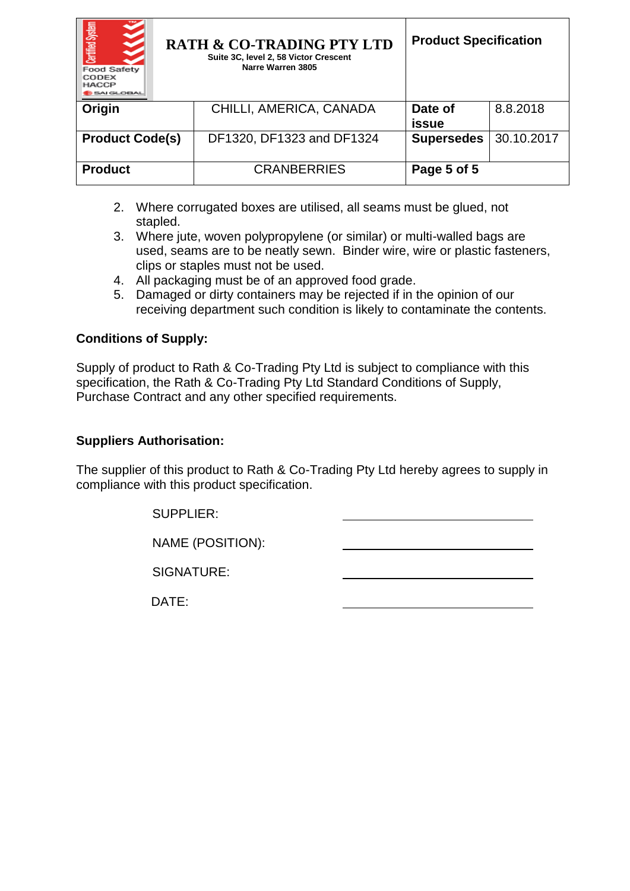2. Where corrugated boxes are utilised, all seams must be glued, not stapled.
3. Where jute, woven polypropylene (or similar) or multi-walled bags are used, seams are to be neatly sewn. Binder wire, wire or plastic fasteners, clips or staples must not be used.
4. All packaging must be of an approved food grade.
5. Damaged or dirty containers may be rejected if in the opinion of our receiving department such condition is likely to contaminate the contents.

**Conditions of Supply:**

Supply of product to Rath & Co-Trading Pty Ltd is subject to compliance with this specification, the Rath & Co-Trading Pty Ltd Standard Conditions of Supply, Purchase Contract and any other specified requirements.

**Suppliers Authorisation:**

The supplier of this product to Rath & Co-Trading Pty Ltd hereby agrees to supply in compliance with this product specification.

SUPPLIER: ______________________________

NAME (POSITION): ______________________________

SIGNATURE: ______________________________

DATE: ______________________________